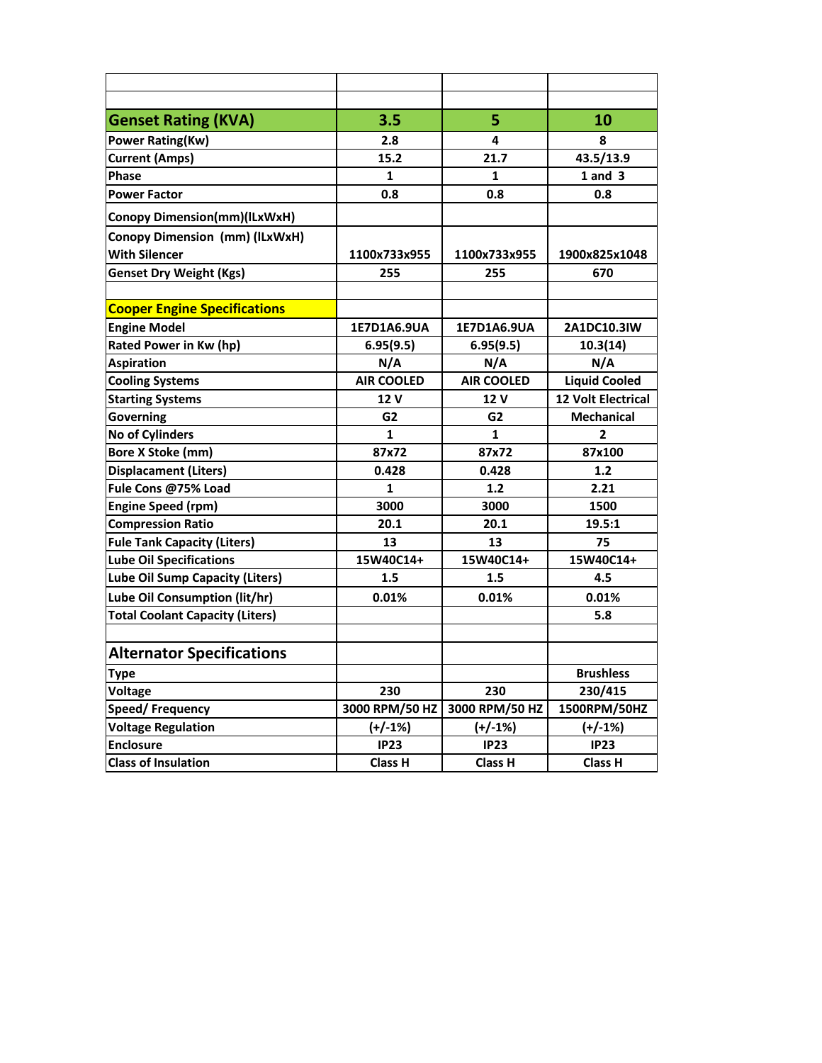| Genset Rating (KVA) | 3.5 | 5 | 10 |
| --- | --- | --- | --- |
| Power Rating(Kw) | 2.8 | 4 | 8 |
| Current (Amps) | 15.2 | 21.7 | 43.5/13.9 |
| Phase | 1 | 1 | 1 and 3 |
| Power Factor | 0.8 | 0.8 | 0.8 |
| Conopy Dimension(mm)(lLxWxH) | | | |
| Conopy Dimension (mm) (lLxWxH) With Silencer | 1100x733x955 | 1100x733x955 | 1900x825x1048 |
| Genset Dry Weight (Kgs) | 255 | 255 | 670 |
| | | | |
| **Cooper Engine Specifications** | | | |
| Engine Model | 1E7D1A6.9UA | 1E7D1A6.9UA | 2A1DC10.3IW |
| Rated Power in Kw (hp) | 6.95(9.5) | 6.95(9.5) | 10.3(14) |
| Aspiration | N/A | N/A | N/A |
| Cooling Systems | AIR COOLED | AIR COOLED | Liquid Cooled |
| Starting Systems | 12 V | 12 V | 12 Volt Electrical |
| Governing | G2 | G2 | Mechanical |
| No of Cylinders | 1 | 1 | 2 |
| Bore X Stoke (mm) | 87x72 | 87x72 | 87x100 |
| Displacament (Liters) | 0.428 | 0.428 | 1.2 |
| Fule Cons @75% Load | 1 | 1.2 | 2.21 |
| Engine Speed (rpm) | 3000 | 3000 | 1500 |
| Compression Ratio | 20.1 | 20.1 | 19.5:1 |
| Fule Tank Capacity (Liters) | 13 | 13 | 75 |
| Lube Oil Specifications | 15W40C14+ | 15W40C14+ | 15W40C14+ |
| Lube Oil Sump Capacity (Liters) | 1.5 | 1.5 | 4.5 |
| Lube Oil Consumption (lit/hr) | 0.01% | 0.01% | 0.01% |
| Total Coolant Capacity (Liters) | | | 5.8 |
| | | | |
| **Alternator Specifications** | | | |
| Type | | | Brushless |
| Voltage | 230 | 230 | 230/415 |
| Speed/ Frequency | 3000 RPM/50 HZ | 3000 RPM/50 HZ | 1500RPM/50HZ |
| Voltage Regulation | (+/-1%) | (+/-1%) | (+/-1%) |
| Enclosure | IP23 | IP23 | IP23 |
| Class of Insulation | Class H | Class H | Class H |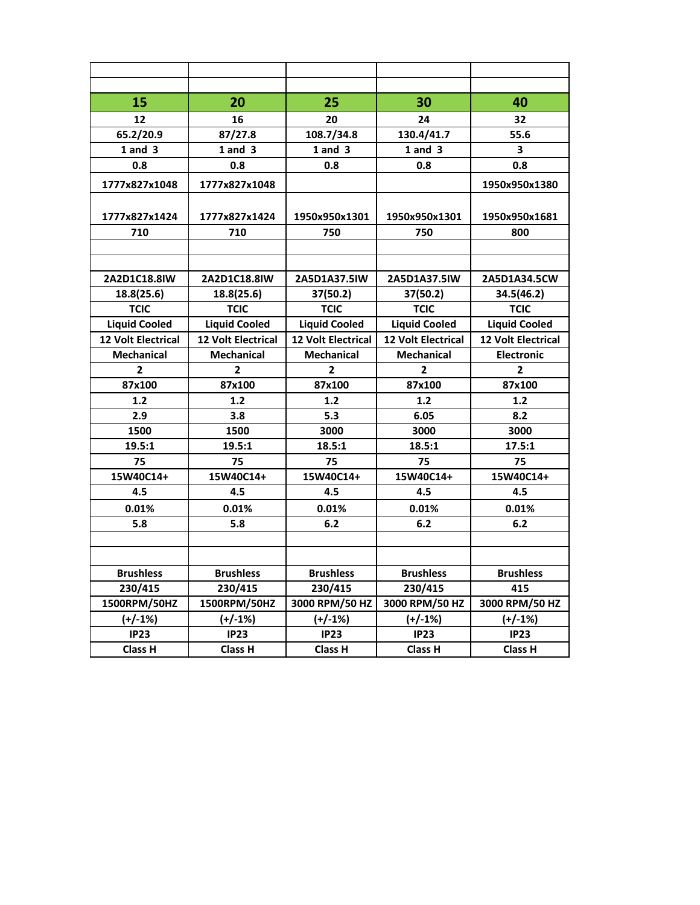| | | | | |
|---|---|---|---|---|
| | | | | |
| **15** | **20** | **25** | **30** | **40** |
| 12 | 16 | 20 | 24 | 32 |
| 65.2/20.9 | 87/27.8 | 108.7/34.8 | 130.4/41.7 | 55.6 |
| 1 and 3 | 1 and 3 | 1 and 3 | 1 and 3 | 3 |
| 0.8 | 0.8 | 0.8 | 0.8 | 0.8 |
| 1777x827x1048 | 1777x827x1048 | | | 1950x950x1380 |
| 1777x827x1424 | 1777x827x1424 | 1950x950x1301 | 1950x950x1301 | 1950x950x1681 |
| 710 | 710 | 750 | 750 | 800 |
| | | | | |
| | | | | |
| 2A2D1C18.8IW | 2A2D1C18.8IW | 2A5D1A37.5IW | 2A5D1A37.5IW | 2A5D1A34.5CW |
| 18.8(25.6) | 18.8(25.6) | 37(50.2) | 37(50.2) | 34.5(46.2) |
| TCIC | TCIC | TCIC | TCIC | TCIC |
| Liquid Cooled | Liquid Cooled | Liquid Cooled | Liquid Cooled | Liquid Cooled |
| 12 Volt Electrical | 12 Volt Electrical | 12 Volt Electrical | 12 Volt Electrical | 12 Volt Electrical |
| Mechanical | Mechanical | Mechanical | Mechanical | Electronic |
| 2 | 2 | 2 | 2 | 2 |
| 87x100 | 87x100 | 87x100 | 87x100 | 87x100 |
| 1.2 | 1.2 | 1.2 | 1.2 | 1.2 |
| 2.9 | 3.8 | 5.3 | 6.05 | 8.2 |
| 1500 | 1500 | 3000 | 3000 | 3000 |
| 19.5:1 | 19.5:1 | 18.5:1 | 18.5:1 | 17.5:1 |
| 75 | 75 | 75 | 75 | 75 |
| 15W40C14+ | 15W40C14+ | 15W40C14+ | 15W40C14+ | 15W40C14+ |
| 4.5 | 4.5 | 4.5 | 4.5 | 4.5 |
| 0.01% | 0.01% | 0.01% | 0.01% | 0.01% |
| 5.8 | 5.8 | 6.2 | 6.2 | 6.2 |
| | | | | |
| | | | | |
| Brushless | Brushless | Brushless | Brushless | Brushless |
| 230/415 | 230/415 | 230/415 | 230/415 | 415 |
| 1500RPM/50HZ | 1500RPM/50HZ | 3000 RPM/50 HZ | 3000 RPM/50 HZ | 3000 RPM/50 HZ |
| (+/-1%) | (+/-1%) | (+/-1%) | (+/-1%) | (+/-1%) |
| IP23 | IP23 | IP23 | IP23 | IP23 |
| Class H | Class H | Class H | Class H | Class H |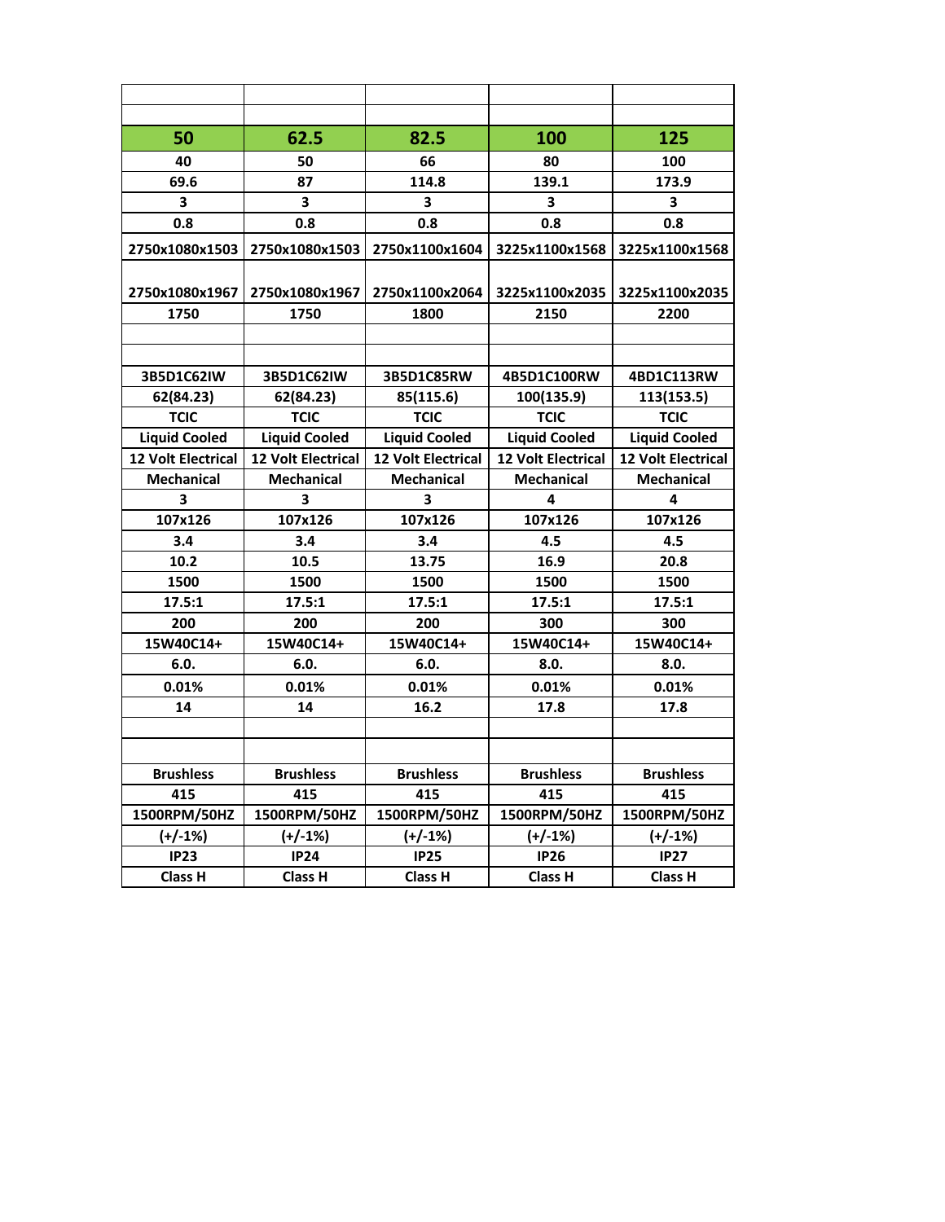| | | | | |
|---|---|---|---|---|
| | | | | |
| **50** | **62.5** | **82.5** | **100** | **125** |
| 40 | 50 | 66 | 80 | 100 |
| 69.6 | 87 | 114.8 | 139.1 | 173.9 |
| 3 | 3 | 3 | 3 | 3 |
| 0.8 | 0.8 | 0.8 | 0.8 | 0.8 |
| 2750x1080x1503 | 2750x1080x1503 | 2750x1100x1604 | 3225x1100x1568 | 3225x1100x1568 |
| 2750x1080x1967 | 2750x1080x1967 | 2750x1100x2064 | 3225x1100x2035 | 3225x1100x2035 |
| 1750 | 1750 | 1800 | 2150 | 2200 |
| | | | | |
| | | | | |
| 3B5D1C62IW | 3B5D1C62IW | 3B5D1C85RW | 4B5D1C100RW | 4BD1C113RW |
| 62(84.23) | 62(84.23) | 85(115.6) | 100(135.9) | 113(153.5) |
| TCIC | TCIC | TCIC | TCIC | TCIC |
| Liquid Cooled | Liquid Cooled | Liquid Cooled | Liquid Cooled | Liquid Cooled |
| 12 Volt Electrical | 12 Volt Electrical | 12 Volt Electrical | 12 Volt Electrical | 12 Volt Electrical |
| Mechanical | Mechanical | Mechanical | Mechanical | Mechanical |
| 3 | 3 | 3 | 4 | 4 |
| 107x126 | 107x126 | 107x126 | 107x126 | 107x126 |
| 3.4 | 3.4 | 3.4 | 4.5 | 4.5 |
| 10.2 | 10.5 | 13.75 | 16.9 | 20.8 |
| 1500 | 1500 | 1500 | 1500 | 1500 |
| 17.5:1 | 17.5:1 | 17.5:1 | 17.5:1 | 17.5:1 |
| 200 | 200 | 200 | 300 | 300 |
| 15W40C14+ | 15W40C14+ | 15W40C14+ | 15W40C14+ | 15W40C14+ |
| 6.0. | 6.0. | 6.0. | 8.0. | 8.0. |
| 0.01% | 0.01% | 0.01% | 0.01% | 0.01% |
| 14 | 14 | 16.2 | 17.8 | 17.8 |
| | | | | |
| | | | | |
| Brushless | Brushless | Brushless | Brushless | Brushless |
| 415 | 415 | 415 | 415 | 415 |
| 1500RPM/50HZ | 1500RPM/50HZ | 1500RPM/50HZ | 1500RPM/50HZ | 1500RPM/50HZ |
| (+/-1%) | (+/-1%) | (+/-1%) | (+/-1%) | (+/-1%) |
| IP23 | IP24 | IP25 | IP26 | IP27 |
| Class H | Class H | Class H | Class H | Class H |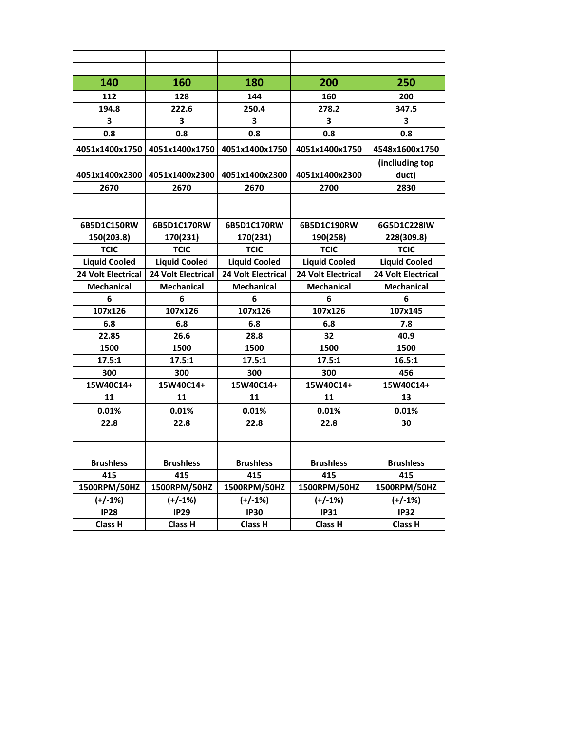| | | | | |
|---|---|---|---|---|
| | | | | |
| | | | | |
| **140** | **160** | **180** | **200** | **250** |
| 112 | 128 | 144 | 160 | 200 |
| 194.8 | 222.6 | 250.4 | 278.2 | 347.5 |
| 3 | 3 | 3 | 3 | 3 |
| 0.8 | 0.8 | 0.8 | 0.8 | 0.8 |
| 4051x1400x1750 | 4051x1400x1750 | 4051x1400x1750 | 4051x1400x1750 | 4548x1600x1750 |
| 4051x1400x2300 | 4051x1400x2300 | 4051x1400x2300 | 4051x1400x2300 | (incliuding top duct) |
| 2670 | 2670 | 2670 | 2700 | 2830 |
| | | | | |
| | | | | |
| 6B5D1C150RW | 6B5D1C170RW | 6B5D1C170RW | 6B5D1C190RW | 6G5D1C228IW |
| 150(203.8) | 170(231) | 170(231) | 190(258) | 228(309.8) |
| TCIC | TCIC | TCIC | TCIC | TCIC |
| Liquid Cooled | Liquid Cooled | Liquid Cooled | Liquid Cooled | Liquid Cooled |
| 24 Volt Electrical | 24 Volt Electrical | 24 Volt Electrical | 24 Volt Electrical | 24 Volt Electrical |
| Mechanical | Mechanical | Mechanical | Mechanical | Mechanical |
| 6 | 6 | 6 | 6 | 6 |
| 107x126 | 107x126 | 107x126 | 107x126 | 107x145 |
| 6.8 | 6.8 | 6.8 | 6.8 | 7.8 |
| 22.85 | 26.6 | 28.8 | 32 | 40.9 |
| 1500 | 1500 | 1500 | 1500 | 1500 |
| 17.5:1 | 17.5:1 | 17.5:1 | 17.5:1 | 16.5:1 |
| 300 | 300 | 300 | 300 | 456 |
| 15W40C14+ | 15W40C14+ | 15W40C14+ | 15W40C14+ | 15W40C14+ |
| 11 | 11 | 11 | 11 | 13 |
| 0.01% | 0.01% | 0.01% | 0.01% | 0.01% |
| 22.8 | 22.8 | 22.8 | 22.8 | 30 |
| | | | | |
| | | | | |
| Brushless | Brushless | Brushless | Brushless | Brushless |
| 415 | 415 | 415 | 415 | 415 |
| 1500RPM/50HZ | 1500RPM/50HZ | 1500RPM/50HZ | 1500RPM/50HZ | 1500RPM/50HZ |
| (+/-1%) | (+/-1%) | (+/-1%) | (+/-1%) | (+/-1%) |
| IP28 | IP29 | IP30 | IP31 | IP32 |
| Class H | Class H | Class H | Class H | Class H |